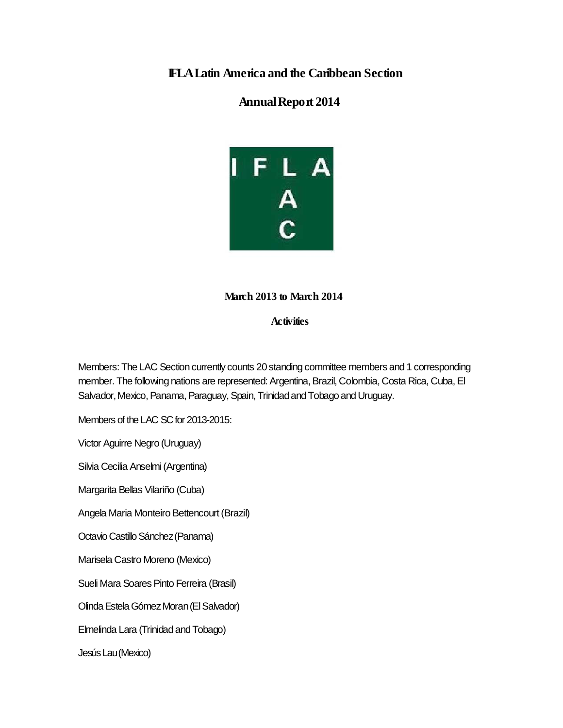# IFLA Latin America and the Caribbean Section

## Annual Report 2014

### March 2013 to March 2014

### Activities

Members: The LAC Section currently counts 20 standing committee members and 1 corresponding member. The following nations are represented: Argentina, Brazil, Colombia, Costa Rica, Cuba, El Salvador, Mexico, Panama, Paraguay, Spain, Trinidad and Tobago and Uruguay.

Members of the LAC SC for 2013-2015:

Victor Aguirre Negro (Uruguay)

Silvia Cecilia Anselmi (Argentina)

Margarita Bellas Vilariño (Cuba)

Angela Maria Monteiro Bettencourt (Brazil)

Octavio Castillo Sánchez (Panama)

Marisela Castro Moreno (Mexico)

Sueli Mara Soares Pinto Ferreira (Brasil)

Olinda Estela Gómez Moran (El Salvador)

Elmelinda Lara (Trinidad and Tobago)

Jesús Lau (Mexico)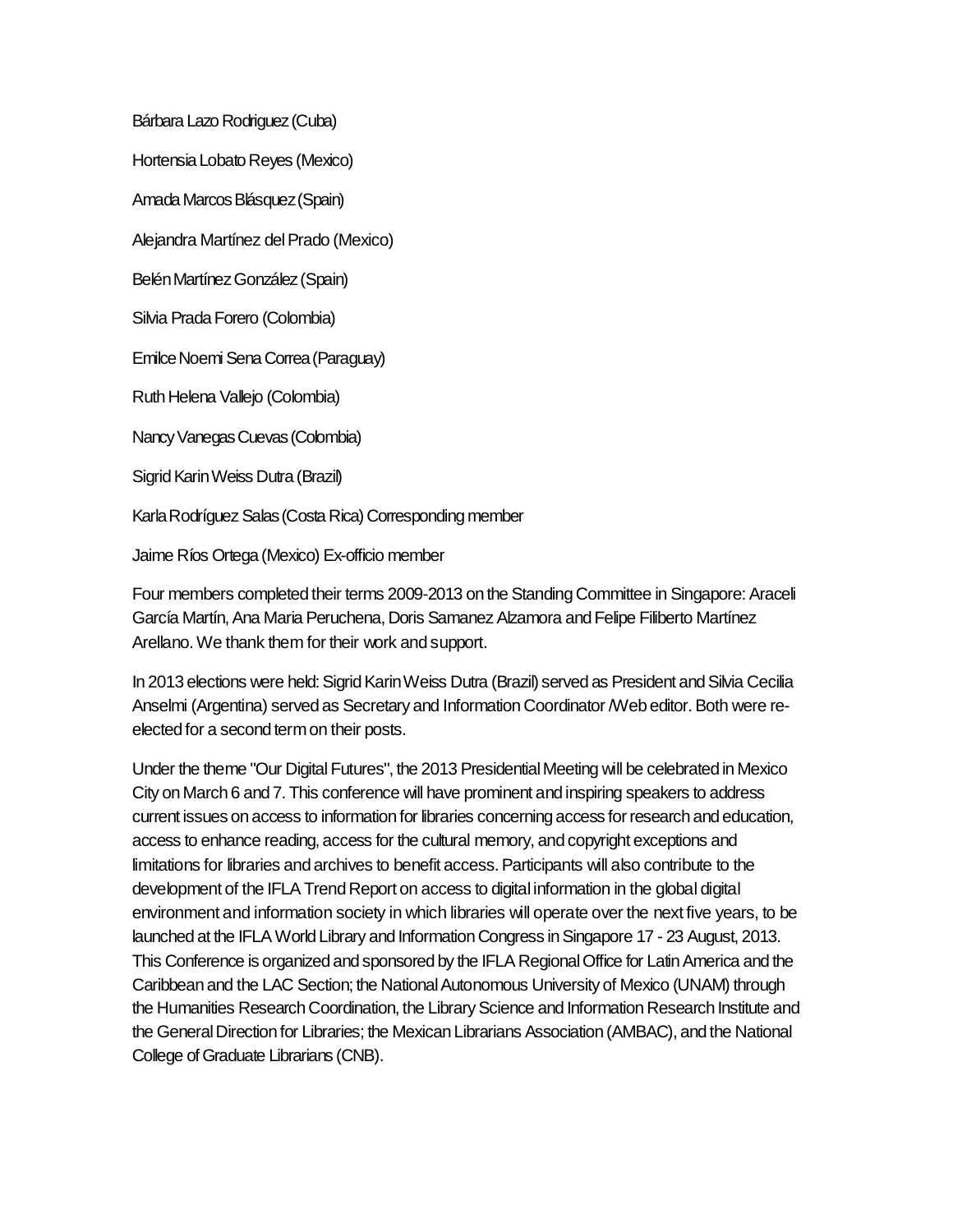Bárbara Lazo Rodriguez (Cuba)

Hortensia Lobato Reyes (Mexico)

Amada Marcos Blásquez (Spain)

Alejandra Martínez del Prado (Mexico)

Belén Martínez González (Spain)

Silvia Prada Forero (Colombia)

Emilce Noemi Sena Correa (Paraguay)

Ruth Helena Vallejo (Colombia)

Nancy Vanegas Cuevas (Colombia)

Sigrid Karin Weiss Dutra (Brazil)

Karla Rodríguez Salas (Costa Rica) Corresponding member

Jaime Ríos Ortega (Mexico) Ex-officio member

Four members completed their terms 2009-2013 on the Standing Committee in Singapore: Araceli García Martín, Ana Maria Peruchena, Doris Samanez Alzamora and Felipe Filiberto Martínez Arellano. We thank them for their work and support.

In 2013 elections were held: Sigrid Karin Weiss Dutra (Brazil) served as President and Silvia Cecilia Anselmi (Argentina) served as Secretary and Information Coordinator /Web editor. Both were re-elected for a second term on their posts.

Under the theme "Our Digital Futures", the 2013 Presidential Meeting will be celebrated in Mexico City on March 6 and 7. This conference will have prominent and inspiring speakers to address current issues on access to information for libraries concerning access for research and education, access to enhance reading, access for the cultural memory, and copyright exceptions and limitations for libraries and archives to benefit access. Participants will also contribute to the development of the IFLA Trend Report on access to digital information in the global digital environment and information society in which libraries will operate over the next five years, to be launched at the IFLA World Library and Information Congress in Singapore 17 - 23 August, 2013. This Conference is organized and sponsored by the IFLA Regional Office for Latin America and the Caribbean and the LAC Section; the National Autonomous University of Mexico (UNAM) through the Humanities Research Coordination, the Library Science and Information Research Institute and the General Direction for Libraries; the Mexican Librarians Association (AMBAC), and the National College of Graduate Librarians (CNB).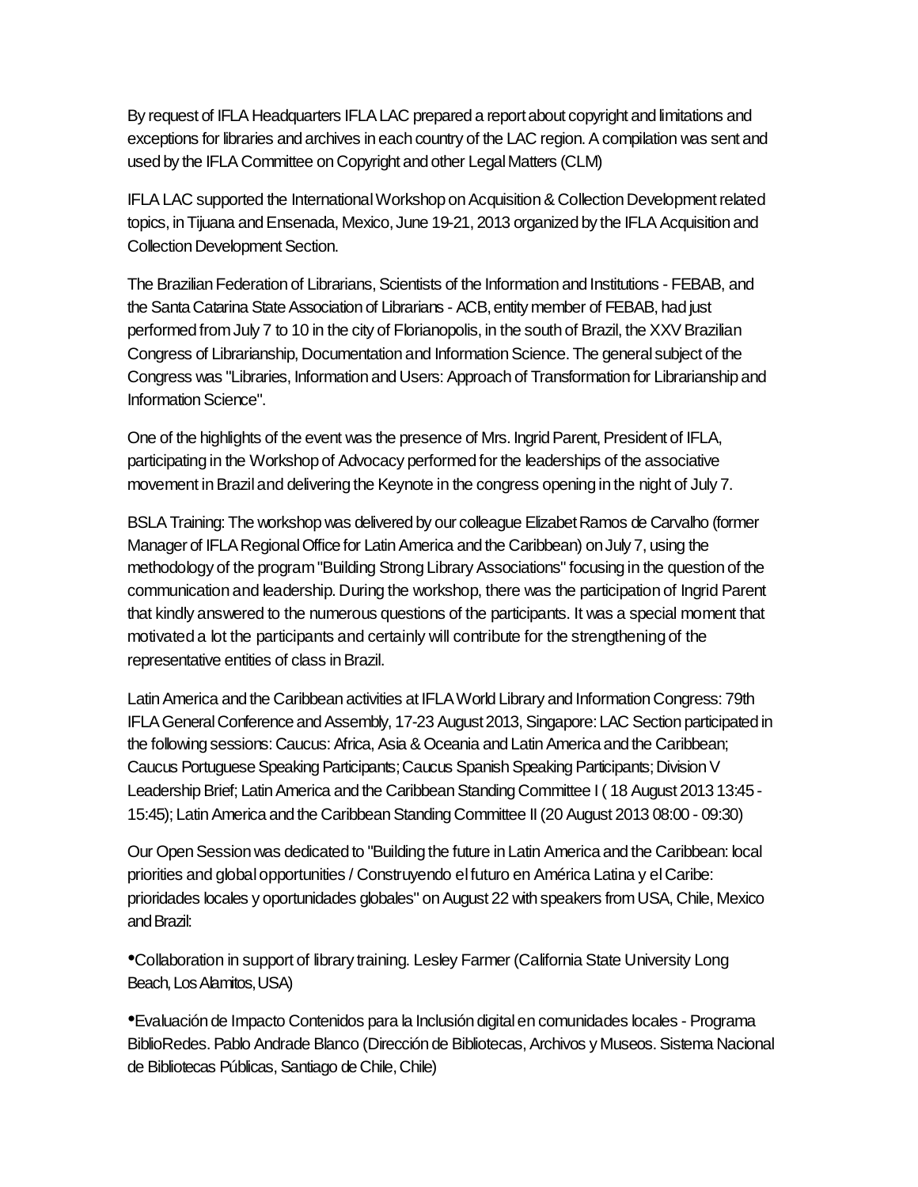By request of IFLA Headquarters IFLA LAC prepared a report about copyright and limitations and exceptions for libraries and archives in each country of the LAC region. A compilation was sent and used by the IFLA Committee on Copyright and other Legal Matters (CLM)

IFLA LAC supported the International Workshop on Acquisition & Collection Development related topics, in Tijuana and Ensenada, Mexico, June 19-21, 2013 organized by the IFLA Acquisition and Collection Development Section.

The Brazilian Federation of Librarians, Scientists of the Information and Institutions - FEBAB, and the Santa Catarina State Association of Librarians - ACB, entity member of FEBAB, had just performed from July 7 to 10 in the city of Florianopolis, in the south of Brazil, the XXV Brazilian Congress of Librarianship, Documentation and Information Science. The general subject of the Congress was "Libraries, Information and Users: Approach of Transformation for Librarianship and Information Science".

One of the highlights of the event was the presence of Mrs. Ingrid Parent, President of IFLA, participating in the Workshop of Advocacy performed for the leaderships of the associative movement in Brazil and delivering the Keynote in the congress opening in the night of July 7.

BSLA Training: The workshop was delivered by our colleague Elizabet Ramos de Carvalho (former Manager of IFLA Regional Office for Latin America and the Caribbean) on July 7, using the methodology of the program "Building Strong Library Associations" focusing in the question of the communication and leadership. During the workshop, there was the participation of Ingrid Parent that kindly answered to the numerous questions of the participants. It was a special moment that motivated a lot the participants and certainly will contribute for the strengthening of the representative entities of class in Brazil.

Latin America and the Caribbean activities at IFLA World Library and Information Congress: 79th IFLA General Conference and Assembly, 17-23 August 2013, Singapore: LAC Section participated in the following sessions: Caucus: Africa, Asia & Oceania and Latin America and the Caribbean; Caucus Portuguese Speaking Participants; Caucus Spanish Speaking Participants; Division V Leadership Brief; Latin America and the Caribbean Standing Committee I ( 18 August 2013 13:45 - 15:45); Latin America and the Caribbean Standing Committee II (20 August 2013 08:00 - 09:30)

Our Open Session was dedicated to "Building the future in Latin America and the Caribbean: local priorities and global opportunities / Construyendo el futuro en América Latina y el Caribe: prioridades locales y oportunidades globales" on August 22 with speakers from USA, Chile, Mexico and Brazil:

- Collaboration in support of library training. Lesley Farmer (California State University Long Beach, Los Alamitos, USA)
- Evaluación de Impacto Contenidos para la Inclusión digital en comunidades locales - Programa BiblioRedes. Pablo Andrade Blanco (Dirección de Bibliotecas, Archivos y Museos. Sistema Nacional de Bibliotecas Públicas, Santiago de Chile, Chile)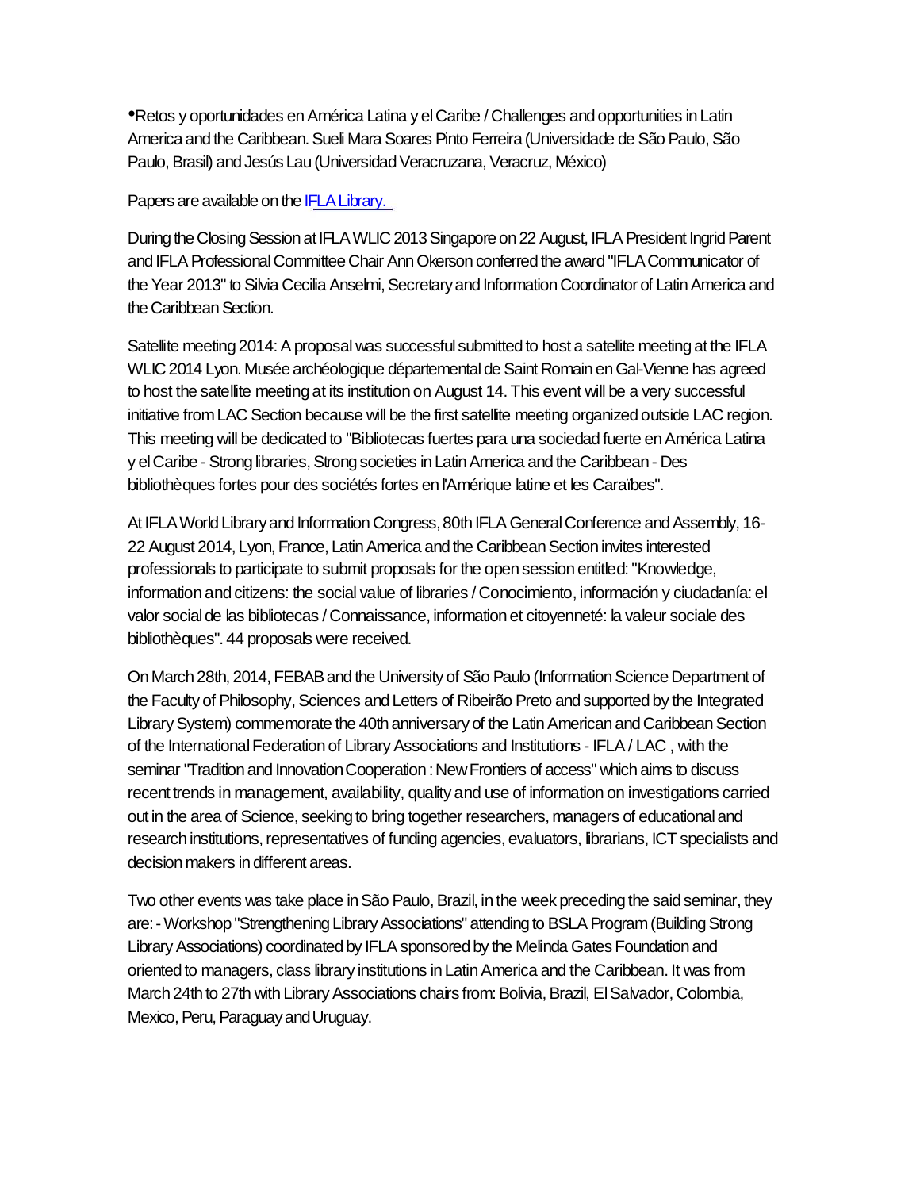- Retos y oportunidades en América Latina y el Caribe / Challenges and opportunities in Latin America and the Caribbean. Sueli Mara Soares Pinto Ferreira (Universidade de São Paulo, São Paulo, Brasil) and Jesús Lau (Universidad Veracruzana, Veracruz, México)

Papers are available on the IFLA Library.

During the Closing Session at IFLA WLIC 2013 Singapore on 22 August, IFLA President Ingrid Parent and IFLA Professional Committee Chair Ann Okerson conferred the award "IFLA Communicator of the Year 2013" to Silvia Cecilia Anselmi, Secretary and Information Coordinator of Latin America and the Caribbean Section.

Satellite meeting 2014: A proposal was successful submitted to host a satellite meeting at the IFLA WLIC 2014 Lyon. Musée archéologique départemental de Saint Romain en Gal-Vienne has agreed to host the satellite meeting at its institution on August 14. This event will be a very successful initiative from LAC Section because will be the first satellite meeting organized outside LAC region. This meeting will be dedicated to "Bibliotecas fuertes para una sociedad fuerte en América Latina y el Caribe - Strong libraries, Strong societies in Latin America and the Caribbean - Des bibliothèques fortes pour des sociétés fortes en l'Amérique latine et les Caraïbes".

At IFLA World Library and Information Congress, 80th IFLA General Conference and Assembly, 16-22 August 2014, Lyon, France, Latin America and the Caribbean Section invites interested professionals to participate to submit proposals for the open session entitled: "Knowledge, information and citizens: the social value of libraries / Conocimiento, información y ciudadanía: el valor social de las bibliotecas / Connaissance, information et citoyenneté: la valeur sociale des bibliothèques". 44 proposals were received.

On March 28th, 2014, FEBAB and the University of São Paulo (Information Science Department of the Faculty of Philosophy, Sciences and Letters of Ribeirão Preto and supported by the Integrated Library System) commemorate the 40th anniversary of the Latin American and Caribbean Section of the International Federation of Library Associations and Institutions - IFLA / LAC , with the seminar "Tradition and Innovation Cooperation : New Frontiers of access" which aims to discuss recent trends in management, availability, quality and use of information on investigations carried out in the area of Science, seeking to bring together researchers, managers of educational and research institutions, representatives of funding agencies, evaluators, librarians, ICT specialists and decision makers in different areas.

Two other events was take place in São Paulo, Brazil, in the week preceding the said seminar, they are: - Workshop "Strengthening Library Associations" attending to BSLA Program (Building Strong Library Associations) coordinated by IFLA sponsored by the Melinda Gates Foundation and oriented to managers, class library institutions in Latin America and the Caribbean. It was from March 24th to 27th with Library Associations chairs from: Bolivia, Brazil, El Salvador, Colombia, Mexico, Peru, Paraguay and Uruguay.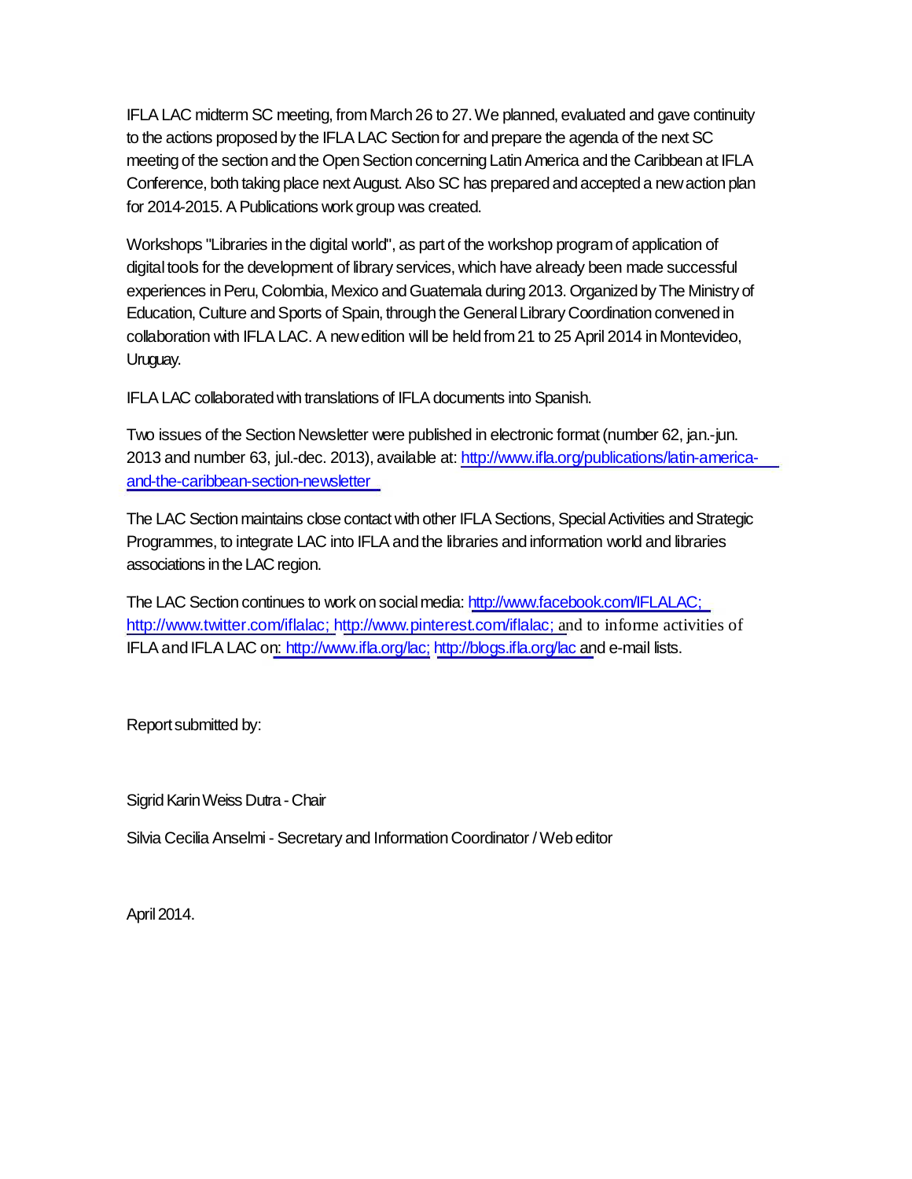IFLA LAC midterm SC meeting, from March 26 to 27. We planned, evaluated and gave continuity to the actions proposed by the IFLA LAC Section for and prepare the agenda of the next SC meeting of the section and the Open Section concerning Latin America and the Caribbean at IFLA Conference, both taking place next August. Also SC has prepared and accepted a new action plan for 2014-2015. A Publications work group was created.

Workshops "Libraries in the digital world", as part of the workshop program of application of digital tools for the development of library services, which have already been made successful experiences in Peru, Colombia, Mexico and Guatemala during 2013. Organized by The Ministry of Education, Culture and Sports of Spain, through the General Library Coordination convened in collaboration with IFLA LAC. A new edition will be held from 21 to 25 April 2014 in Montevideo, Uruguay.

IFLA LAC collaborated with translations of IFLA documents into Spanish.

Two issues of the Section Newsletter were published in electronic format (number 62, jan.-jun. 2013 and number 63, jul.-dec. 2013), available at: http://www.ifla.org/publications/latin-america-and-the-caribbean-section-newsletter

The LAC Section maintains close contact with other IFLA Sections, Special Activities and Strategic Programmes, to integrate LAC into IFLA and the libraries and information world and libraries associations in the LAC region.

The LAC Section continues to work on social media: http://www.facebook.com/IFLALAC; http://www.twitter.com/iflalac; http://www.pinterest.com/iflalac; and to informe activities of IFLA and IFLA LAC on: http://www.ifla.org/lac; http://blogs.ifla.org/lac and e-mail lists.

Report submitted by:

Sigrid Karin Weiss Dutra - Chair

Silvia Cecilia Anselmi - Secretary and Information Coordinator / Web editor

April 2014.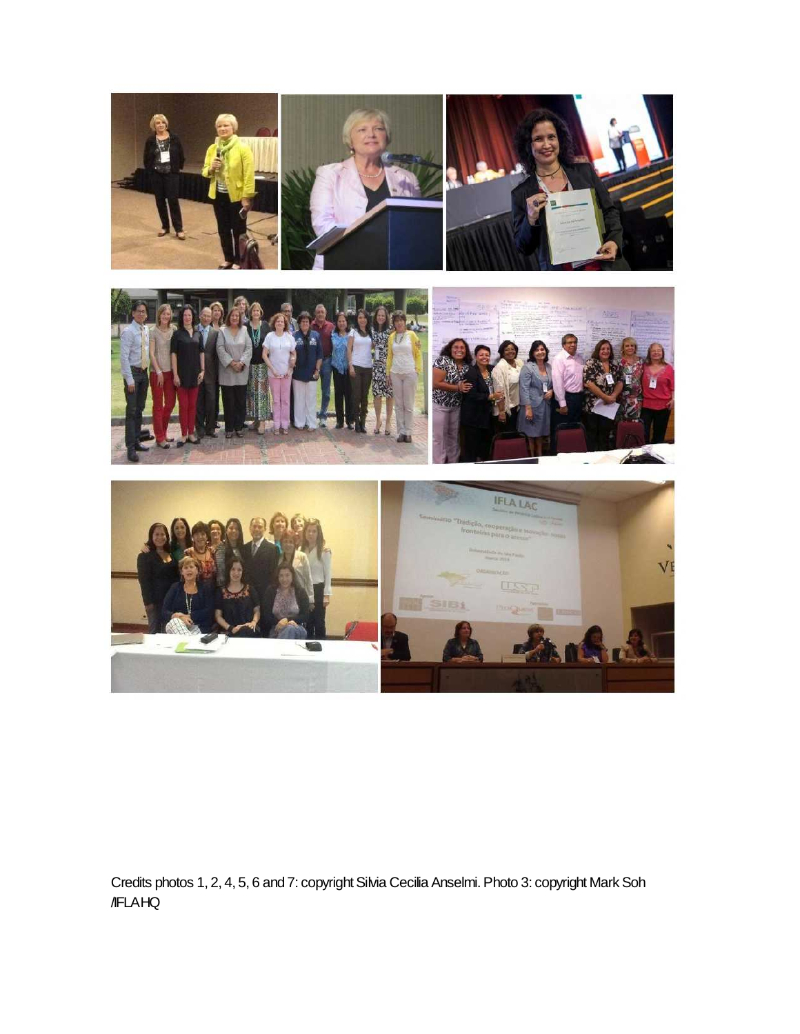Credits photos 1, 2, 4, 5, 6 and 7: copyright Silvia Cecilia Anselmi. Photo 3: copyright Mark Soh /IFLA HQ